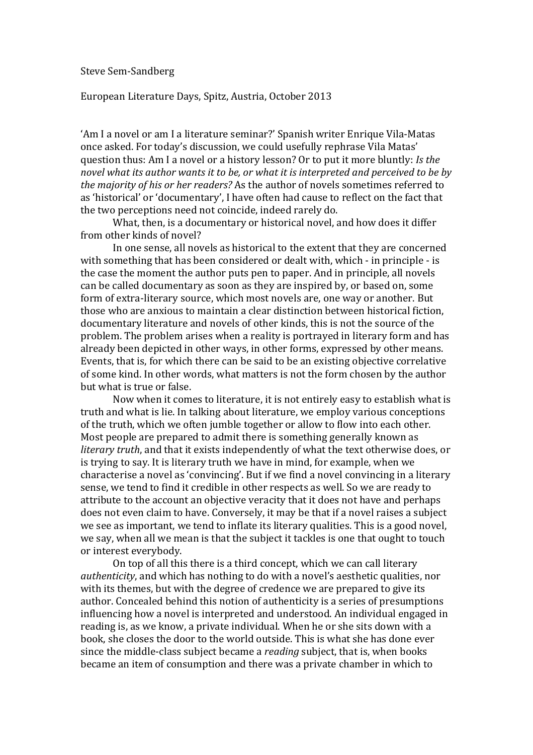Steve Sem-Sandberg

European Literature Days, Spitz, Austria, October 2013

'Am I a novel or am I a literature seminar?' Spanish writer Enrique Vila-Matas once asked. For today's discussion, we could usefully rephrase Vila Matas' question thus: Am I a novel or a history lesson? Or to put it more bluntly: *Is the novel what its author wants it to be, or what it is interpreted and perceived to be by the majority of his or her readers?* As the author of novels sometimes referred to as 'historical' or 'documentary', I have often had cause to reflect on the fact that the two perceptions need not coincide, indeed rarely do.

What, then, is a documentary or historical novel, and how does it differ from other kinds of novel?

In one sense, all novels as historical to the extent that they are concerned with something that has been considered or dealt with, which - in principle - is the case the moment the author puts pen to paper. And in principle, all novels can be called documentary as soon as they are inspired by, or based on, some form of extra-literary source, which most novels are, one way or another. But those who are anxious to maintain a clear distinction between historical fiction, documentary literature and novels of other kinds, this is not the source of the problem. The problem arises when a reality is portrayed in literary form and has already been depicted in other ways, in other forms, expressed by other means. Events, that is, for which there can be said to be an existing objective correlative of some kind. In other words, what matters is not the form chosen by the author but what is true or false.

Now when it comes to literature, it is not entirely easy to establish what is truth and what is lie. In talking about literature, we employ various conceptions of the truth, which we often jumble together or allow to flow into each other. Most people are prepared to admit there is something generally known as *literary truth*, and that it exists independently of what the text otherwise does, or is trying to say. It is literary truth we have in mind, for example, when we characterise a novel as 'convincing'. But if we find a novel convincing in a literary sense, we tend to find it credible in other respects as well. So we are ready to attribute to the account an objective veracity that it does not have and perhaps does not even claim to have. Conversely, it may be that if a novel raises a subject we see as important, we tend to inflate its literary qualities. This is a good novel, we say, when all we mean is that the subject it tackles is one that ought to touch or interest everybody.

On top of all this there is a third concept, which we can call literary *authenticity*, and which has nothing to do with a novel's aesthetic qualities, nor with its themes, but with the degree of credence we are prepared to give its author. Concealed behind this notion of authenticity is a series of presumptions influencing how a novel is interpreted and understood. An individual engaged in reading is, as we know, a private individual. When he or she sits down with a book, she closes the door to the world outside. This is what she has done ever since the middle-class subject became a *reading* subject, that is, when books became an item of consumption and there was a private chamber in which to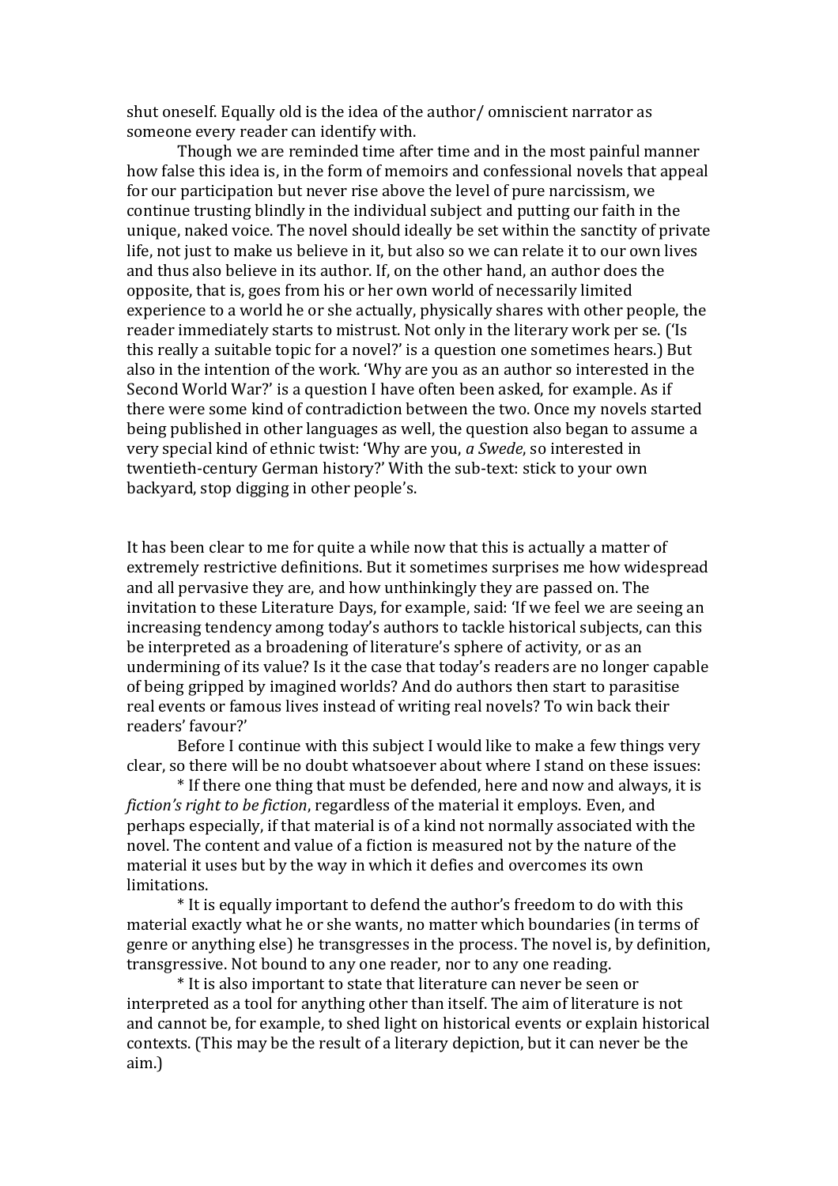shut oneself. Equally old is the idea of the author/ omniscient narrator as someone every reader can identify with.

Though we are reminded time after time and in the most painful manner how false this idea is, in the form of memoirs and confessional novels that appeal for our participation but never rise above the level of pure narcissism, we continue trusting blindly in the individual subject and putting our faith in the unique, naked voice. The novel should ideally be set within the sanctity of private life, not just to make us believe in it, but also so we can relate it to our own lives and thus also believe in its author. If, on the other hand, an author does the opposite, that is, goes from his or her own world of necessarily limited experience to a world he or she actually, physically shares with other people, the reader immediately starts to mistrust. Not only in the literary work per se. ('Is this really a suitable topic for a novel?' is a question one sometimes hears.) But also in the intention of the work. 'Why are you as an author so interested in the Second World War?' is a question I have often been asked, for example. As if there were some kind of contradiction between the two. Once my novels started being published in other languages as well, the question also began to assume a very special kind of ethnic twist: 'Why are you, *a Swede*, so interested in twentieth-century German history?' With the sub-text: stick to your own backyard, stop digging in other people's.

It has been clear to me for quite a while now that this is actually a matter of extremely restrictive definitions. But it sometimes surprises me how widespread and all pervasive they are, and how unthinkingly they are passed on. The invitation to these Literature Days, for example, said: 'If we feel we are seeing an increasing tendency among today's authors to tackle historical subjects, can this be interpreted as a broadening of literature's sphere of activity, or as an undermining of its value? Is it the case that today's readers are no longer capable of being gripped by imagined worlds? And do authors then start to parasitise real events or famous lives instead of writing real novels? To win back their readers' favour?'

Before I continue with this subject I would like to make a few things very clear, so there will be no doubt whatsoever about where I stand on these issues:

* If there one thing that must be defended, here and now and always, it is *fiction's right to be fiction*, regardless of the material it employs. Even, and perhaps especially, if that material is of a kind not normally associated with the novel. The content and value of a fiction is measured not by the nature of the material it uses but by the way in which it defies and overcomes its own limitations.

* It is equally important to defend the author's freedom to do with this material exactly what he or she wants, no matter which boundaries (in terms of genre or anything else) he transgresses in the process. The novel is, by definition, transgressive. Not bound to any one reader, nor to any one reading.

* It is also important to state that literature can never be seen or interpreted as a tool for anything other than itself. The aim of literature is not and cannot be, for example, to shed light on historical events or explain historical contexts. (This may be the result of a literary depiction, but it can never be the aim.)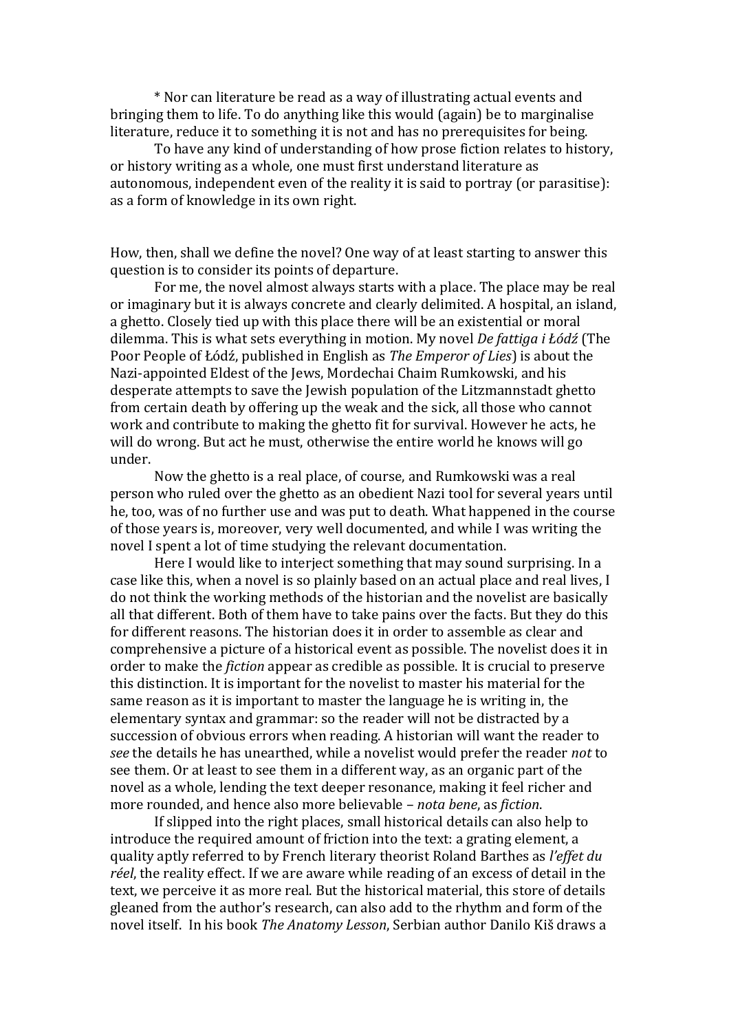* Nor can literature be read as a way of illustrating actual events and bringing them to life. To do anything like this would (again) be to marginalise literature, reduce it to something it is not and has no prerequisites for being.

To have any kind of understanding of how prose fiction relates to history, or history writing as a whole, one must first understand literature as autonomous, independent even of the reality it is said to portray (or parasitise): as a form of knowledge in its own right.

How, then, shall we define the novel? One way of at least starting to answer this question is to consider its points of departure.

For me, the novel almost always starts with a place. The place may be real or imaginary but it is always concrete and clearly delimited. A hospital, an island, a ghetto. Closely tied up with this place there will be an existential or moral dilemma. This is what sets everything in motion. My novel *De fattiga i Łódź* (The Poor People of Łódź, published in English as *The Emperor of Lies*) is about the Nazi-appointed Eldest of the Jews, Mordechai Chaim Rumkowski, and his desperate attempts to save the Jewish population of the Litzmannstadt ghetto from certain death by offering up the weak and the sick, all those who cannot work and contribute to making the ghetto fit for survival. However he acts, he will do wrong. But act he must, otherwise the entire world he knows will go under.

Now the ghetto is a real place, of course, and Rumkowski was a real person who ruled over the ghetto as an obedient Nazi tool for several years until he, too, was of no further use and was put to death. What happened in the course of those years is, moreover, very well documented, and while I was writing the novel I spent a lot of time studying the relevant documentation.

Here I would like to interject something that may sound surprising. In a case like this, when a novel is so plainly based on an actual place and real lives, I do not think the working methods of the historian and the novelist are basically all that different. Both of them have to take pains over the facts. But they do this for different reasons. The historian does it in order to assemble as clear and comprehensive a picture of a historical event as possible. The novelist does it in order to make the *fiction* appear as credible as possible. It is crucial to preserve this distinction. It is important for the novelist to master his material for the same reason as it is important to master the language he is writing in, the elementary syntax and grammar: so the reader will not be distracted by a succession of obvious errors when reading. A historian will want the reader to *see* the details he has unearthed, while a novelist would prefer the reader *not* to see them. Or at least to see them in a different way, as an organic part of the novel as a whole, lending the text deeper resonance, making it feel richer and more rounded, and hence also more believable – *nota bene*, as *fiction*.

If slipped into the right places, small historical details can also help to introduce the required amount of friction into the text: a grating element, a quality aptly referred to by French literary theorist Roland Barthes as *l'effet du réel*, the reality effect. If we are aware while reading of an excess of detail in the text, we perceive it as more real. But the historical material, this store of details gleaned from the author's research, can also add to the rhythm and form of the novel itself. In his book *The Anatomy Lesson*, Serbian author Danilo Kiš draws a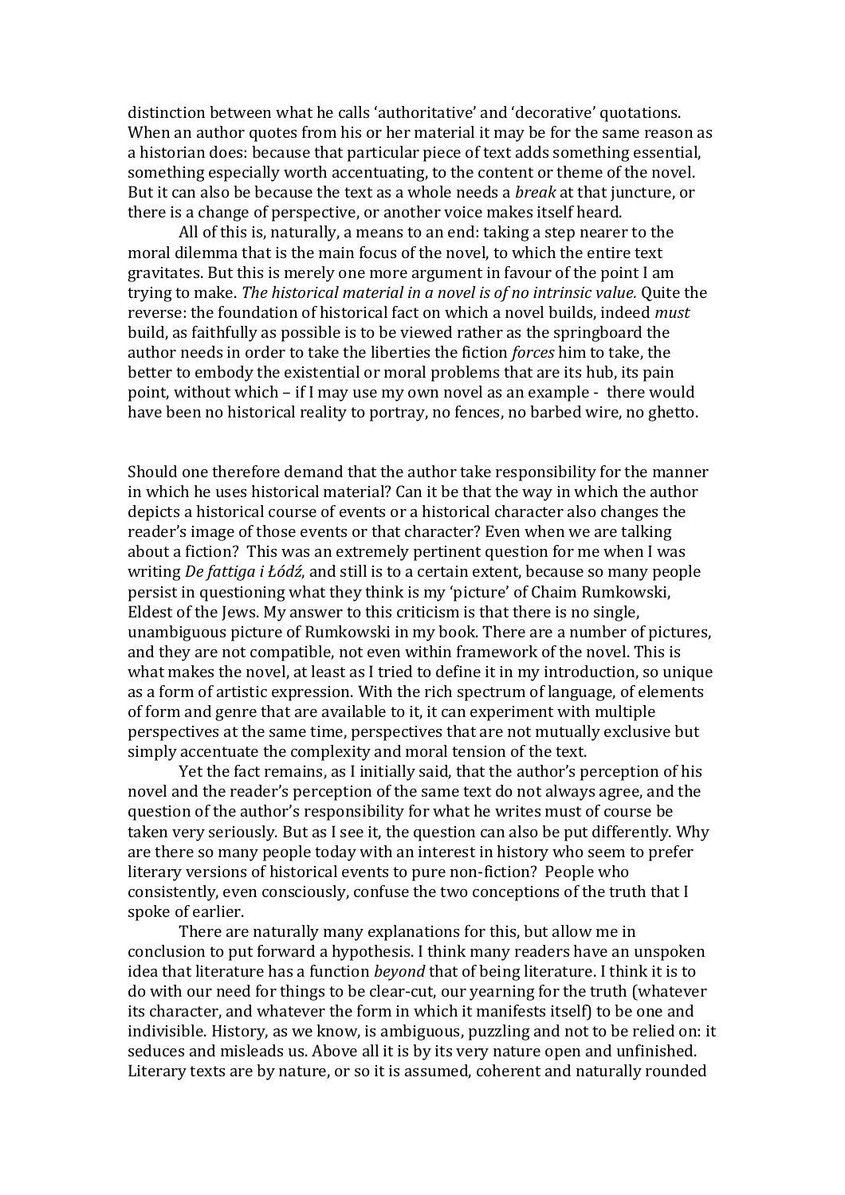distinction between what he calls 'authoritative' and 'decorative' quotations. When an author quotes from his or her material it may be for the same reason as a historian does: because that particular piece of text adds something essential, something especially worth accentuating, to the content or theme of the novel. But it can also be because the text as a whole needs a *break* at that juncture, or there is a change of perspective, or another voice makes itself heard.

All of this is, naturally, a means to an end: taking a step nearer to the moral dilemma that is the main focus of the novel, to which the entire text gravitates. But this is merely one more argument in favour of the point I am trying to make. *The historical material in a novel is of no intrinsic value.* Quite the reverse: the foundation of historical fact on which a novel builds, indeed *must* build, as faithfully as possible is to be viewed rather as the springboard the author needs in order to take the liberties the fiction *forces* him to take, the better to embody the existential or moral problems that are its hub, its pain point, without which – if I may use my own novel as an example - there would have been no historical reality to portray, no fences, no barbed wire, no ghetto.

Should one therefore demand that the author take responsibility for the manner in which he uses historical material? Can it be that the way in which the author depicts a historical course of events or a historical character also changes the reader's image of those events or that character? Even when we are talking about a fiction? This was an extremely pertinent question for me when I was writing *De fattiga i Łódź,* and still is to a certain extent, because so many people persist in questioning what they think is my 'picture' of Chaim Rumkowski, Eldest of the Jews. My answer to this criticism is that there is no single, unambiguous picture of Rumkowski in my book. There are a number of pictures, and they are not compatible, not even within framework of the novel. This is what makes the novel, at least as I tried to define it in my introduction, so unique as a form of artistic expression. With the rich spectrum of language, of elements of form and genre that are available to it, it can experiment with multiple perspectives at the same time, perspectives that are not mutually exclusive but simply accentuate the complexity and moral tension of the text.

Yet the fact remains, as I initially said, that the author's perception of his novel and the reader's perception of the same text do not always agree, and the question of the author's responsibility for what he writes must of course be taken very seriously. But as I see it, the question can also be put differently. Why are there so many people today with an interest in history who seem to prefer literary versions of historical events to pure non-fiction? People who consistently, even consciously, confuse the two conceptions of the truth that I spoke of earlier.

There are naturally many explanations for this, but allow me in conclusion to put forward a hypothesis. I think many readers have an unspoken idea that literature has a function *beyond* that of being literature. I think it is to do with our need for things to be clear-cut, our yearning for the truth (whatever its character, and whatever the form in which it manifests itself) to be one and indivisible. History, as we know, is ambiguous, puzzling and not to be relied on: it seduces and misleads us. Above all it is by its very nature open and unfinished. Literary texts are by nature, or so it is assumed, coherent and naturally rounded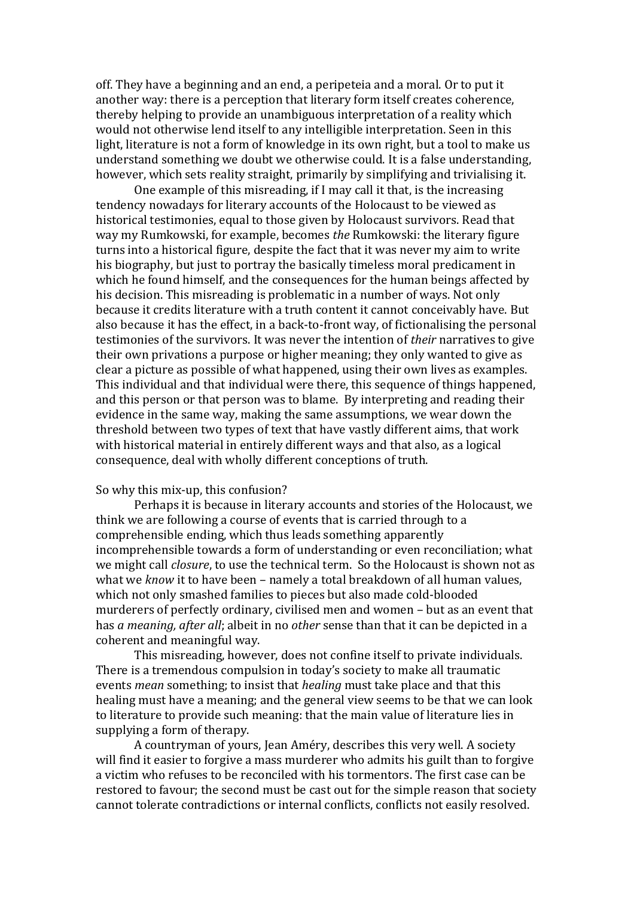off. They have a beginning and an end, a peripeteia and a moral. Or to put it another way: there is a perception that literary form itself creates coherence, thereby helping to provide an unambiguous interpretation of a reality which would not otherwise lend itself to any intelligible interpretation. Seen in this light, literature is not a form of knowledge in its own right, but a tool to make us understand something we doubt we otherwise could. It is a false understanding, however, which sets reality straight, primarily by simplifying and trivialising it.

One example of this misreading, if I may call it that, is the increasing tendency nowadays for literary accounts of the Holocaust to be viewed as historical testimonies, equal to those given by Holocaust survivors. Read that way my Rumkowski, for example, becomes *the* Rumkowski: the literary figure turns into a historical figure, despite the fact that it was never my aim to write his biography, but just to portray the basically timeless moral predicament in which he found himself, and the consequences for the human beings affected by his decision. This misreading is problematic in a number of ways. Not only because it credits literature with a truth content it cannot conceivably have. But also because it has the effect, in a back-to-front way, of fictionalising the personal testimonies of the survivors. It was never the intention of *their* narratives to give their own privations a purpose or higher meaning; they only wanted to give as clear a picture as possible of what happened, using their own lives as examples. This individual and that individual were there, this sequence of things happened, and this person or that person was to blame. By interpreting and reading their evidence in the same way, making the same assumptions, we wear down the threshold between two types of text that have vastly different aims, that work with historical material in entirely different ways and that also, as a logical consequence, deal with wholly different conceptions of truth.

So why this mix-up, this confusion?

Perhaps it is because in literary accounts and stories of the Holocaust, we think we are following a course of events that is carried through to a comprehensible ending, which thus leads something apparently incomprehensible towards a form of understanding or even reconciliation; what we might call *closure*, to use the technical term. So the Holocaust is shown not as what we *know* it to have been – namely a total breakdown of all human values, which not only smashed families to pieces but also made cold-blooded murderers of perfectly ordinary, civilised men and women – but as an event that has *a meaning, after all*; albeit in no *other* sense than that it can be depicted in a coherent and meaningful way.

This misreading, however, does not confine itself to private individuals. There is a tremendous compulsion in today's society to make all traumatic events *mean* something; to insist that *healing* must take place and that this healing must have a meaning; and the general view seems to be that we can look to literature to provide such meaning: that the main value of literature lies in supplying a form of therapy.

A countryman of yours, Jean Améry, describes this very well. A society will find it easier to forgive a mass murderer who admits his guilt than to forgive a victim who refuses to be reconciled with his tormentors. The first case can be restored to favour; the second must be cast out for the simple reason that society cannot tolerate contradictions or internal conflicts, conflicts not easily resolved.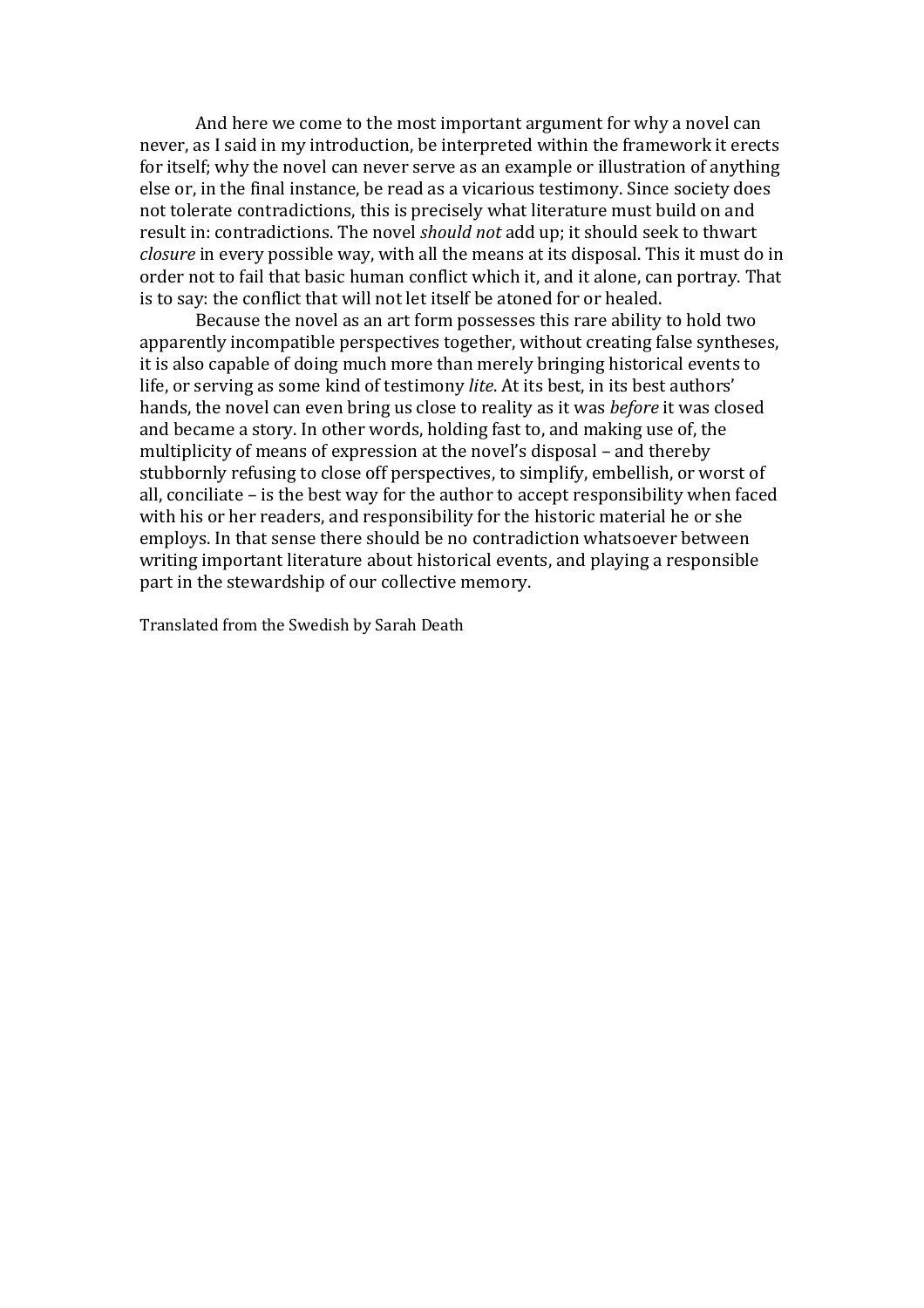And here we come to the most important argument for why a novel can never, as I said in my introduction, be interpreted within the framework it erects for itself; why the novel can never serve as an example or illustration of anything else or, in the final instance, be read as a vicarious testimony. Since society does not tolerate contradictions, this is precisely what literature must build on and result in: contradictions. The novel *should not* add up; it should seek to thwart *closure* in every possible way, with all the means at its disposal. This it must do in order not to fail that basic human conflict which it, and it alone, can portray. That is to say: the conflict that will not let itself be atoned for or healed.

Because the novel as an art form possesses this rare ability to hold two apparently incompatible perspectives together, without creating false syntheses, it is also capable of doing much more than merely bringing historical events to life, or serving as some kind of testimony *lite*. At its best, in its best authors' hands, the novel can even bring us close to reality as it was *before* it was closed and became a story. In other words, holding fast to, and making use of, the multiplicity of means of expression at the novel's disposal – and thereby stubbornly refusing to close off perspectives, to simplify, embellish, or worst of all, conciliate – is the best way for the author to accept responsibility when faced with his or her readers, and responsibility for the historic material he or she employs. In that sense there should be no contradiction whatsoever between writing important literature about historical events, and playing a responsible part in the stewardship of our collective memory.

Translated from the Swedish by Sarah Death